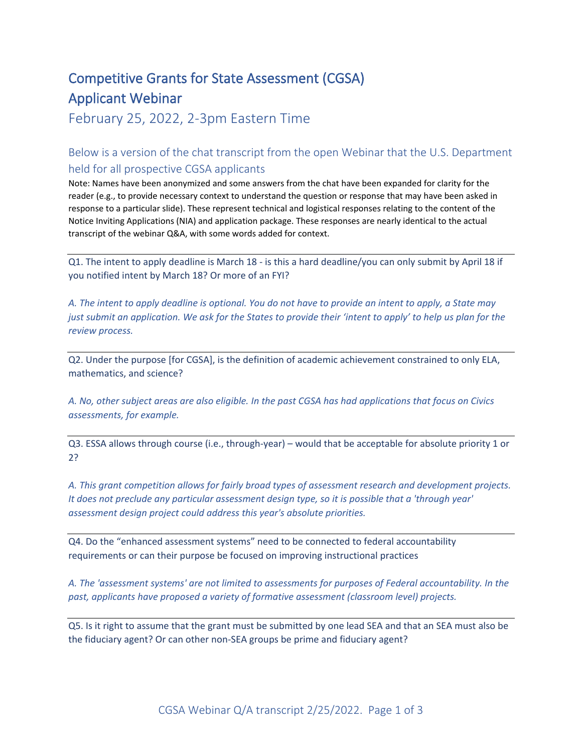# Competitive Grants for State Assessment (CGSA) Applicant Webinar

## February 25, 2022, 2-3pm Eastern Time

### Below is a version of the chat transcript from the open Webinar that the U.S. Department held for all prospective CGSA applicants

Note: Names have been anonymized and some answers from the chat have been expanded for clarity for the reader (e.g., to provide necessary context to understand the question or response that may have been asked in response to a particular slide). These represent technical and logistical responses relating to the content of the Notice Inviting Applications (NIA) and application package. These responses are nearly identical to the actual transcript of the webinar Q&A, with some words added for context.

---

Q1. The intent to apply deadline is March 18 - is this a hard deadline/you can only submit by April 18 if you notified intent by March 18? Or more of an FYI?

*A. The intent to apply deadline is optional. You do not have to provide an intent to apply, a State may just submit an application. We ask for the States to provide their 'intent to apply' to help us plan for the review process.*

---

Q2. Under the purpose [for CGSA], is the definition of academic achievement constrained to only ELA, mathematics, and science?

*A. No, other subject areas are also eligible. In the past CGSA has had applications that focus on Civics assessments, for example.*

---

Q3. ESSA allows through course (i.e., through-year) – would that be acceptable for absolute priority 1 or 2?

*A. This grant competition allows for fairly broad types of assessment research and development projects. It does not preclude any particular assessment design type, so it is possible that a 'through year' assessment design project could address this year's absolute priorities.*

---

Q4. Do the "enhanced assessment systems" need to be connected to federal accountability requirements or can their purpose be focused on improving instructional practices

*A. The 'assessment systems' are not limited to assessments for purposes of Federal accountability. In the past, applicants have proposed a variety of formative assessment (classroom level) projects.*

---

Q5. Is it right to assume that the grant must be submitted by one lead SEA and that an SEA must also be the fiduciary agent? Or can other non-SEA groups be prime and fiduciary agent?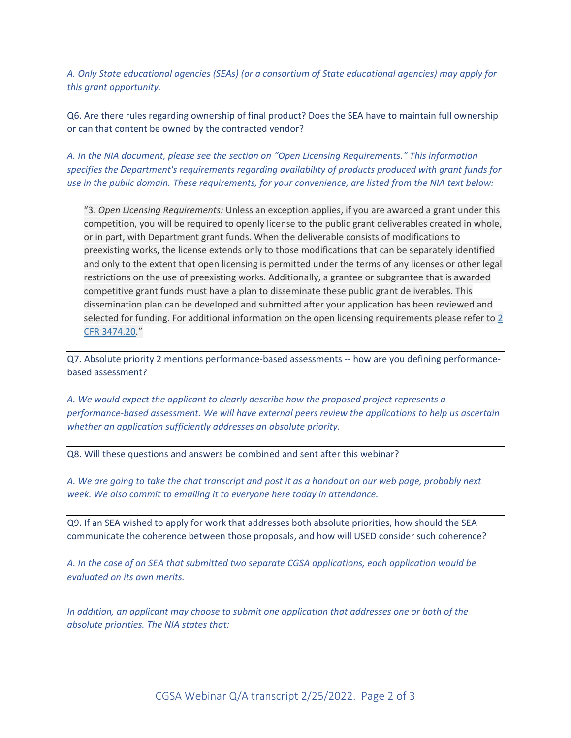*A. Only State educational agencies (SEAs) (or a consortium of State educational agencies) may apply for this grant opportunity.*

---

Q6. Are there rules regarding ownership of final product? Does the SEA have to maintain full ownership or can that content be owned by the contracted vendor?

*A. In the NIA document, please see the section on "Open Licensing Requirements." This information specifies the Department's requirements regarding availability of products produced with grant funds for use in the public domain. These requirements, for your convenience, are listed from the NIA text below:*

> "3. *Open Licensing Requirements:* Unless an exception applies, if you are awarded a grant under this competition, you will be required to openly license to the public grant deliverables created in whole, or in part, with Department grant funds. When the deliverable consists of modifications to preexisting works, the license extends only to those modifications that can be separately identified and only to the extent that open licensing is permitted under the terms of any licenses or other legal restrictions on the use of preexisting works. Additionally, a grantee or subgrantee that is awarded competitive grant funds must have a plan to disseminate these public grant deliverables. This dissemination plan can be developed and submitted after your application has been reviewed and selected for funding. For additional information on the open licensing requirements please refer to 2 CFR 3474.20."

---

Q7. Absolute priority 2 mentions performance-based assessments -- how are you defining performance-based assessment?

*A. We would expect the applicant to clearly describe how the proposed project represents a performance-based assessment. We will have external peers review the applications to help us ascertain whether an application sufficiently addresses an absolute priority.*

---

Q8. Will these questions and answers be combined and sent after this webinar?

*A. We are going to take the chat transcript and post it as a handout on our web page, probably next week. We also commit to emailing it to everyone here today in attendance.*

---

Q9. If an SEA wished to apply for work that addresses both absolute priorities, how should the SEA communicate the coherence between those proposals, and how will USED consider such coherence?

*A. In the case of an SEA that submitted two separate CGSA applications, each application would be evaluated on its own merits.*

*In addition, an applicant may choose to submit one application that addresses one or both of the absolute priorities. The NIA states that:*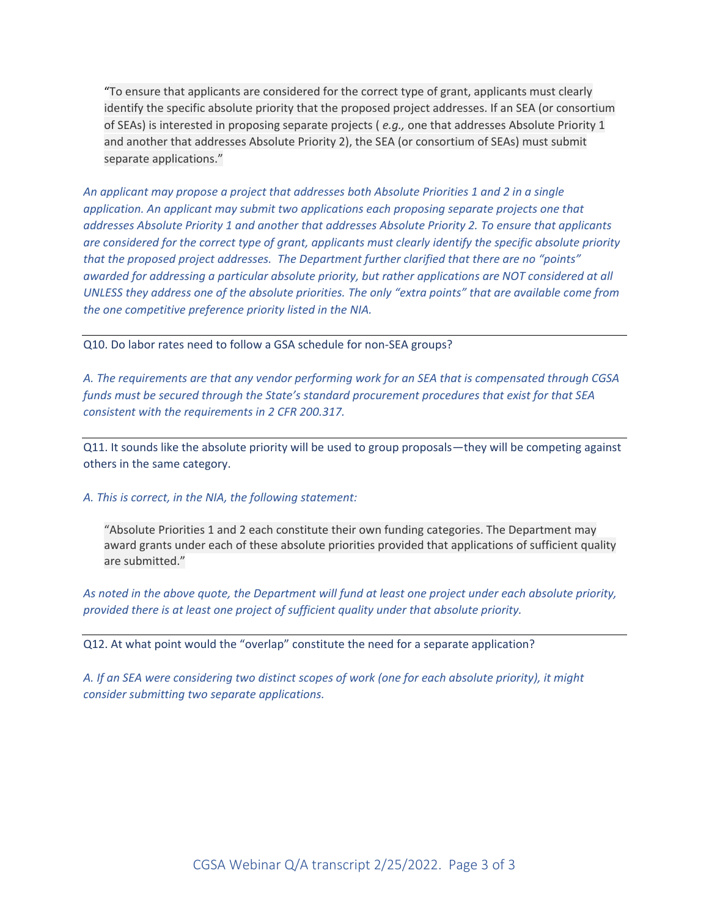> "To ensure that applicants are considered for the correct type of grant, applicants must clearly identify the specific absolute priority that the proposed project addresses. If an SEA (or consortium of SEAs) is interested in proposing separate projects ( *e.g.,* one that addresses Absolute Priority 1 and another that addresses Absolute Priority 2), the SEA (or consortium of SEAs) must submit separate applications."

*An applicant may propose a project that addresses both Absolute Priorities 1 and 2 in a single application. An applicant may submit two applications each proposing separate projects one that addresses Absolute Priority 1 and another that addresses Absolute Priority 2. To ensure that applicants are considered for the correct type of grant, applicants must clearly identify the specific absolute priority that the proposed project addresses. The Department further clarified that there are no "points" awarded for addressing a particular absolute priority, but rather applications are NOT considered at all UNLESS they address one of the absolute priorities. The only "extra points" that are available come from the one competitive preference priority listed in the NIA.*

---

Q10. Do labor rates need to follow a GSA schedule for non-SEA groups?

*A. The requirements are that any vendor performing work for an SEA that is compensated through CGSA funds must be secured through the State's standard procurement procedures that exist for that SEA consistent with the requirements in 2 CFR 200.317.*

---

Q11. It sounds like the absolute priority will be used to group proposals—they will be competing against others in the same category.

*A. This is correct, in the NIA, the following statement:*

> "Absolute Priorities 1 and 2 each constitute their own funding categories. The Department may award grants under each of these absolute priorities provided that applications of sufficient quality are submitted."

*As noted in the above quote, the Department will fund at least one project under each absolute priority, provided there is at least one project of sufficient quality under that absolute priority.*

---

Q12. At what point would the "overlap" constitute the need for a separate application?

*A. If an SEA were considering two distinct scopes of work (one for each absolute priority), it might consider submitting two separate applications.*